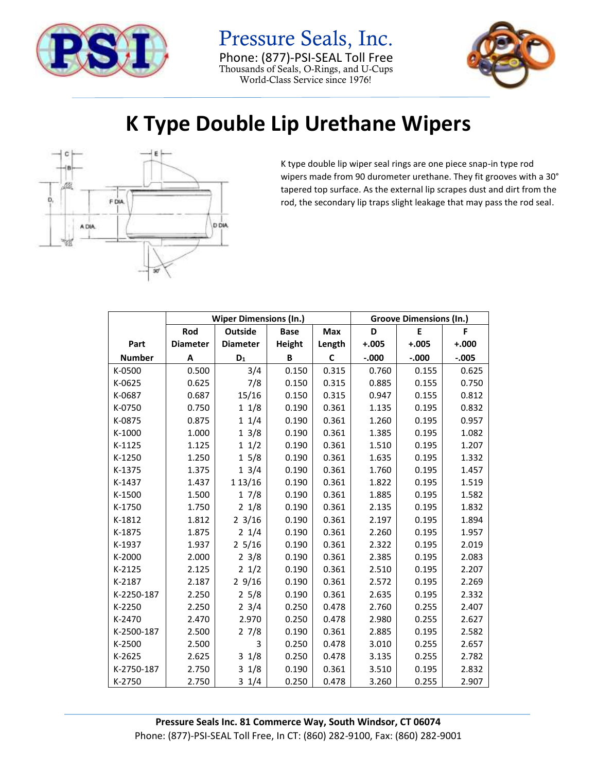Pressure Seals, Inc.
Phone: (877)-PSI-SEAL Toll Free
Thousands of Seals, O-Rings, and U-Cups
World-Class Service since 1976!

# K Type Double Lip Urethane Wipers

K type double lip wiper seal rings are one piece snap-in type rod wipers made from 90 durometer urethane. They fit grooves with a 30° tapered top surface. As the external lip scrapes dust and dirt from the rod, the secondary lip traps slight leakage that may pass the rod seal.

| | Wiper Dimensions (In.) | | | | Groove Dimensions (In.) | | |
|---|---|---|---|---|---|---|---|
| Part Number | Rod Diameter A | Outside Diameter $D_1$ | Base Height B | Max Length C | D +.005 -.000 | E +.005 -.000 | F +.000 -.005 |
| K-0500 | 0.500 | 3/4 | 0.150 | 0.315 | 0.760 | 0.155 | 0.625 |
| K-0625 | 0.625 | 7/8 | 0.150 | 0.315 | 0.885 | 0.155 | 0.750 |
| K-0687 | 0.687 | 15/16 | 0.150 | 0.315 | 0.947 | 0.155 | 0.812 |
| K-0750 | 0.750 | 1 1/8 | 0.190 | 0.361 | 1.135 | 0.195 | 0.832 |
| K-0875 | 0.875 | 1 1/4 | 0.190 | 0.361 | 1.260 | 0.195 | 0.957 |
| K-1000 | 1.000 | 1 3/8 | 0.190 | 0.361 | 1.385 | 0.195 | 1.082 |
| K-1125 | 1.125 | 1 1/2 | 0.190 | 0.361 | 1.510 | 0.195 | 1.207 |
| K-1250 | 1.250 | 1 5/8 | 0.190 | 0.361 | 1.635 | 0.195 | 1.332 |
| K-1375 | 1.375 | 1 3/4 | 0.190 | 0.361 | 1.760 | 0.195 | 1.457 |
| K-1437 | 1.437 | 1 13/16 | 0.190 | 0.361 | 1.822 | 0.195 | 1.519 |
| K-1500 | 1.500 | 1 7/8 | 0.190 | 0.361 | 1.885 | 0.195 | 1.582 |
| K-1750 | 1.750 | 2 1/8 | 0.190 | 0.361 | 2.135 | 0.195 | 1.832 |
| K-1812 | 1.812 | 2 3/16 | 0.190 | 0.361 | 2.197 | 0.195 | 1.894 |
| K-1875 | 1.875 | 2 1/4 | 0.190 | 0.361 | 2.260 | 0.195 | 1.957 |
| K-1937 | 1.937 | 2 5/16 | 0.190 | 0.361 | 2.322 | 0.195 | 2.019 |
| K-2000 | 2.000 | 2 3/8 | 0.190 | 0.361 | 2.385 | 0.195 | 2.083 |
| K-2125 | 2.125 | 2 1/2 | 0.190 | 0.361 | 2.510 | 0.195 | 2.207 |
| K-2187 | 2.187 | 2 9/16 | 0.190 | 0.361 | 2.572 | 0.195 | 2.269 |
| K-2250-187 | 2.250 | 2 5/8 | 0.190 | 0.361 | 2.635 | 0.195 | 2.332 |
| K-2250 | 2.250 | 2 3/4 | 0.250 | 0.478 | 2.760 | 0.255 | 2.407 |
| K-2470 | 2.470 | 2.970 | 0.250 | 0.478 | 2.980 | 0.255 | 2.627 |
| K-2500-187 | 2.500 | 2 7/8 | 0.190 | 0.361 | 2.885 | 0.195 | 2.582 |
| K-2500 | 2.500 | 3 | 0.250 | 0.478 | 3.010 | 0.255 | 2.657 |
| K-2625 | 2.625 | 3 1/8 | 0.250 | 0.478 | 3.135 | 0.255 | 2.782 |
| K-2750-187 | 2.750 | 3 1/8 | 0.190 | 0.361 | 3.510 | 0.195 | 2.832 |
| K-2750 | 2.750 | 3 1/4 | 0.250 | 0.478 | 3.260 | 0.255 | 2.907 |

**Pressure Seals Inc. 81 Commerce Way, South Windsor, CT 06074**
Phone: (877)-PSI-SEAL Toll Free, In CT: (860) 282-9100, Fax: (860) 282-9001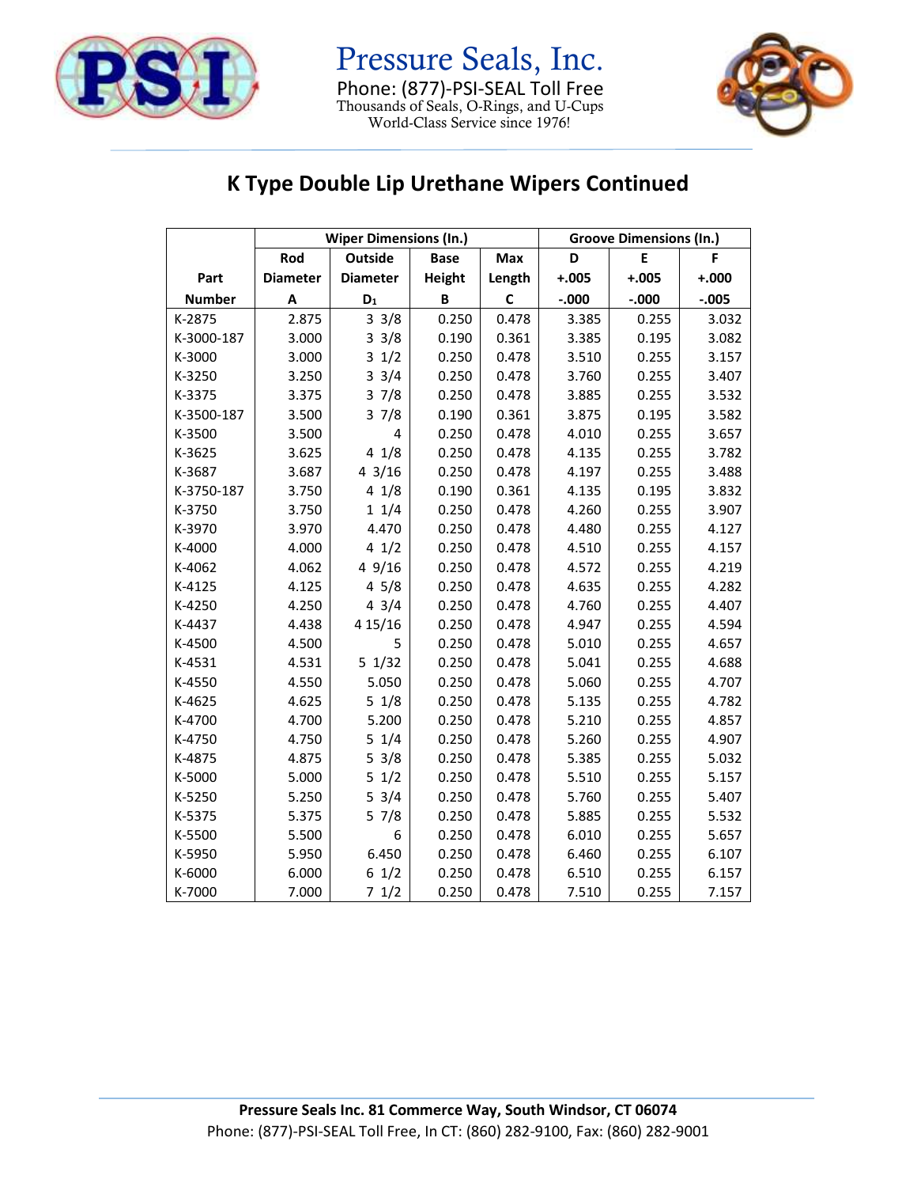# Pressure Seals, Inc.

Phone: (877)-PSI-SEAL Toll Free
Thousands of Seals, O-Rings, and U-Cups
World-Class Service since 1976!

## K Type Double Lip Urethane Wipers Continued

| | Wiper Dimensions (In.) | | | | Groove Dimensions (In.) | | |
|---|---|---|---|---|---|---|---|
| Part Number | Rod Diameter A | Outside Diameter $D_1$ | Base Height B | Max Length C | D +.005 -.000 | E +.005 -.000 | F +.000 -.005 |
| K-2875 | 2.875 | 3 3/8 | 0.250 | 0.478 | 3.385 | 0.255 | 3.032 |
| K-3000-187 | 3.000 | 3 3/8 | 0.190 | 0.361 | 3.385 | 0.195 | 3.082 |
| K-3000 | 3.000 | 3 1/2 | 0.250 | 0.478 | 3.510 | 0.255 | 3.157 |
| K-3250 | 3.250 | 3 3/4 | 0.250 | 0.478 | 3.760 | 0.255 | 3.407 |
| K-3375 | 3.375 | 3 7/8 | 0.250 | 0.478 | 3.885 | 0.255 | 3.532 |
| K-3500-187 | 3.500 | 3 7/8 | 0.190 | 0.361 | 3.875 | 0.195 | 3.582 |
| K-3500 | 3.500 | 4 | 0.250 | 0.478 | 4.010 | 0.255 | 3.657 |
| K-3625 | 3.625 | 4 1/8 | 0.250 | 0.478 | 4.135 | 0.255 | 3.782 |
| K-3687 | 3.687 | 4 3/16 | 0.250 | 0.478 | 4.197 | 0.255 | 3.488 |
| K-3750-187 | 3.750 | 4 1/8 | 0.190 | 0.361 | 4.135 | 0.195 | 3.832 |
| K-3750 | 3.750 | 1 1/4 | 0.250 | 0.478 | 4.260 | 0.255 | 3.907 |
| K-3970 | 3.970 | 4.470 | 0.250 | 0.478 | 4.480 | 0.255 | 4.127 |
| K-4000 | 4.000 | 4 1/2 | 0.250 | 0.478 | 4.510 | 0.255 | 4.157 |
| K-4062 | 4.062 | 4 9/16 | 0.250 | 0.478 | 4.572 | 0.255 | 4.219 |
| K-4125 | 4.125 | 4 5/8 | 0.250 | 0.478 | 4.635 | 0.255 | 4.282 |
| K-4250 | 4.250 | 4 3/4 | 0.250 | 0.478 | 4.760 | 0.255 | 4.407 |
| K-4437 | 4.438 | 4 15/16 | 0.250 | 0.478 | 4.947 | 0.255 | 4.594 |
| K-4500 | 4.500 | 5 | 0.250 | 0.478 | 5.010 | 0.255 | 4.657 |
| K-4531 | 4.531 | 5 1/32 | 0.250 | 0.478 | 5.041 | 0.255 | 4.688 |
| K-4550 | 4.550 | 5.050 | 0.250 | 0.478 | 5.060 | 0.255 | 4.707 |
| K-4625 | 4.625 | 5 1/8 | 0.250 | 0.478 | 5.135 | 0.255 | 4.782 |
| K-4700 | 4.700 | 5.200 | 0.250 | 0.478 | 5.210 | 0.255 | 4.857 |
| K-4750 | 4.750 | 5 1/4 | 0.250 | 0.478 | 5.260 | 0.255 | 4.907 |
| K-4875 | 4.875 | 5 3/8 | 0.250 | 0.478 | 5.385 | 0.255 | 5.032 |
| K-5000 | 5.000 | 5 1/2 | 0.250 | 0.478 | 5.510 | 0.255 | 5.157 |
| K-5250 | 5.250 | 5 3/4 | 0.250 | 0.478 | 5.760 | 0.255 | 5.407 |
| K-5375 | 5.375 | 5 7/8 | 0.250 | 0.478 | 5.885 | 0.255 | 5.532 |
| K-5500 | 5.500 | 6 | 0.250 | 0.478 | 6.010 | 0.255 | 5.657 |
| K-5950 | 5.950 | 6.450 | 0.250 | 0.478 | 6.460 | 0.255 | 6.107 |
| K-6000 | 6.000 | 6 1/2 | 0.250 | 0.478 | 6.510 | 0.255 | 6.157 |
| K-7000 | 7.000 | 7 1/2 | 0.250 | 0.478 | 7.510 | 0.255 | 7.157 |

**Pressure Seals Inc. 81 Commerce Way, South Windsor, CT 06074**
Phone: (877)-PSI-SEAL Toll Free, In CT: (860) 282-9100, Fax: (860) 282-9001